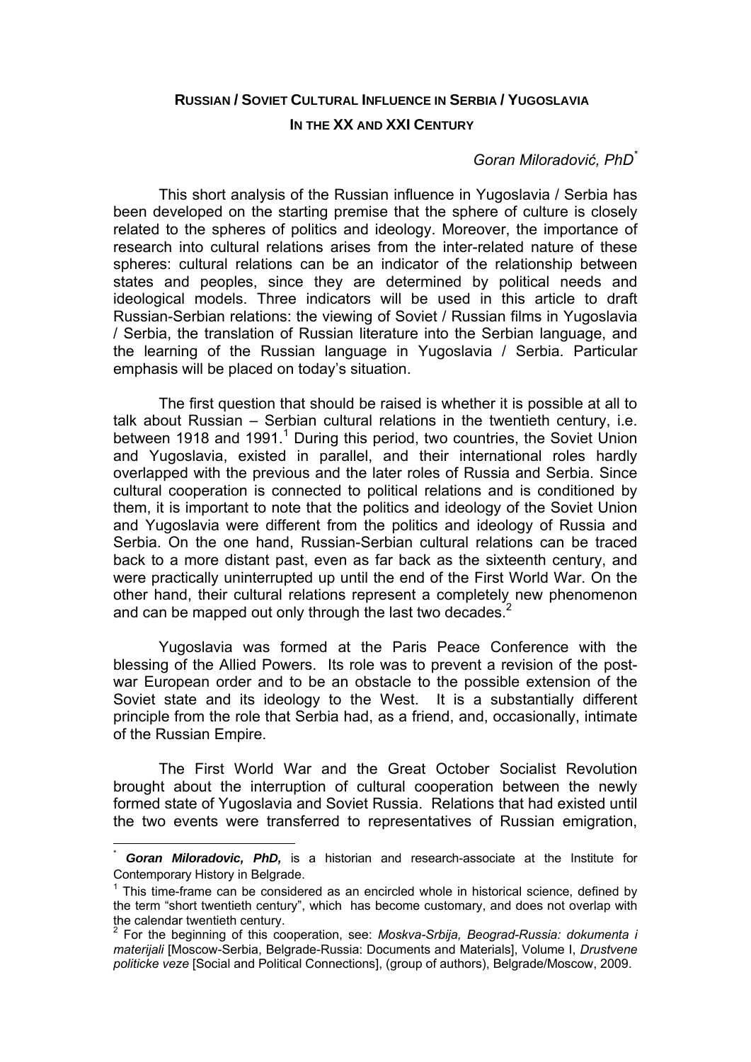# RUSSIAN / SOVIET CULTURAL INFLUENCE IN SERBIA / YUGOSLAVIA IN THE XX AND XXI CENTURY

*Goran Miloradović, PhD*[*]

This short analysis of the Russian influence in Yugoslavia / Serbia has been developed on the starting premise that the sphere of culture is closely related to the spheres of politics and ideology. Moreover, the importance of research into cultural relations arises from the inter-related nature of these spheres: cultural relations can be an indicator of the relationship between states and peoples, since they are determined by political needs and ideological models. Three indicators will be used in this article to draft Russian-Serbian relations: the viewing of Soviet / Russian films in Yugoslavia / Serbia, the translation of Russian literature into the Serbian language, and the learning of the Russian language in Yugoslavia / Serbia. Particular emphasis will be placed on today's situation.

The first question that should be raised is whether it is possible at all to talk about Russian – Serbian cultural relations in the twentieth century, i.e. between 1918 and 1991.[1] During this period, two countries, the Soviet Union and Yugoslavia, existed in parallel, and their international roles hardly overlapped with the previous and the later roles of Russia and Serbia. Since cultural cooperation is connected to political relations and is conditioned by them, it is important to note that the politics and ideology of the Soviet Union and Yugoslavia were different from the politics and ideology of Russia and Serbia. On the one hand, Russian-Serbian cultural relations can be traced back to a more distant past, even as far back as the sixteenth century, and were practically uninterrupted up until the end of the First World War. On the other hand, their cultural relations represent a completely new phenomenon and can be mapped out only through the last two decades.[2]

Yugoslavia was formed at the Paris Peace Conference with the blessing of the Allied Powers. Its role was to prevent a revision of the post-war European order and to be an obstacle to the possible extension of the Soviet state and its ideology to the West. It is a substantially different principle from the role that Serbia had, as a friend, and, occasionally, intimate of the Russian Empire.

The First World War and the Great October Socialist Revolution brought about the interruption of cultural cooperation between the newly formed state of Yugoslavia and Soviet Russia. Relations that had existed until the two events were transferred to representatives of Russian emigration,

---

[*] ***Goran Miloradovic, PhD,*** is a historian and research-associate at the Institute for Contemporary History in Belgrade.

[1] This time-frame can be considered as an encircled whole in historical science, defined by the term "short twentieth century", which has become customary, and does not overlap with the calendar twentieth century.

[2] For the beginning of this cooperation, see: *Moskva-Srbija, Beograd-Russia: dokumenta i materijali* [Moscow-Serbia, Belgrade-Russia: Documents and Materials], Volume I, *Drustvene politicke veze* [Social and Political Connections], (group of authors), Belgrade/Moscow, 2009.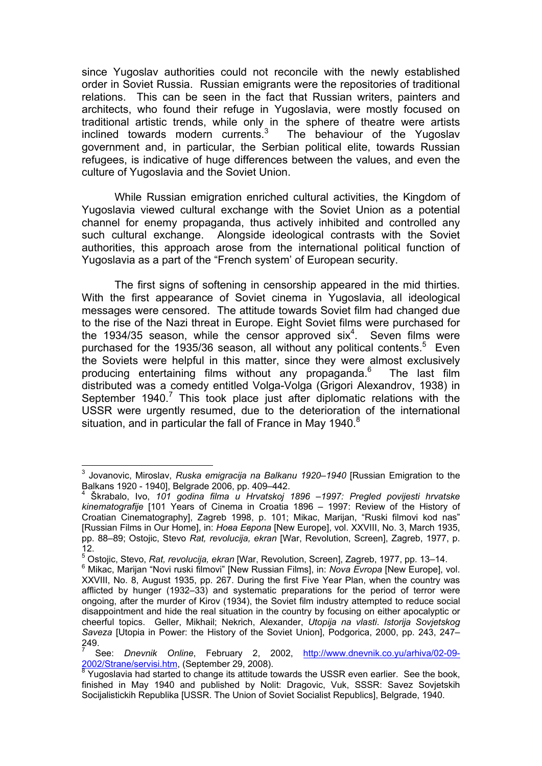since Yugoslav authorities could not reconcile with the newly established order in Soviet Russia. Russian emigrants were the repositories of traditional relations. This can be seen in the fact that Russian writers, painters and architects, who found their refuge in Yugoslavia, were mostly focused on traditional artistic trends, while only in the sphere of theatre were artists inclined towards modern currents.[3] The behaviour of the Yugoslav government and, in particular, the Serbian political elite, towards Russian refugees, is indicative of huge differences between the values, and even the culture of Yugoslavia and the Soviet Union.

While Russian emigration enriched cultural activities, the Kingdom of Yugoslavia viewed cultural exchange with the Soviet Union as a potential channel for enemy propaganda, thus actively inhibited and controlled any such cultural exchange. Alongside ideological contrasts with the Soviet authorities, this approach arose from the international political function of Yugoslavia as a part of the "French system' of European security.

The first signs of softening in censorship appeared in the mid thirties. With the first appearance of Soviet cinema in Yugoslavia, all ideological messages were censored. The attitude towards Soviet film had changed due to the rise of the Nazi threat in Europe. Eight Soviet films were purchased for the 1934/35 season, while the censor approved six[4]. Seven films were purchased for the 1935/36 season, all without any political contents.[5] Even the Soviets were helpful in this matter, since they were almost exclusively producing entertaining films without any propaganda.[6] The last film distributed was a comedy entitled Volga-Volga (Grigori Alexandrov, 1938) in September 1940.[7] This took place just after diplomatic relations with the USSR were urgently resumed, due to the deterioration of the international situation, and in particular the fall of France in May 1940.[8]

---

[3] Jovanovic, Miroslav, *Ruska emigracija na Balkanu 1920–1940* [Russian Emigration to the Balkans 1920 - 1940], Belgrade 2006, pp. 409–442.

[4] Škrabalo, Ivo, *101 godina filma u Hrvatskoj 1896 –1997: Pregled povijesti hrvatske kinematografije* [101 Years of Cinema in Croatia 1896 – 1997: Review of the History of Croatian Cinematography], Zagreb 1998, p. 101; Mikac, Marijan, "Ruski filmovi kod nas" [Russian Films in Our Home], in: *Нова Европа* [New Europe], vol. XXVIII, No. 3, March 1935, pp. 88–89; Ostojic, Stevo *Rat, revolucija, ekran* [War, Revolution, Screen], Zagreb, 1977, p. 12.

[5] Ostojic, Stevo, *Rat, revolucija, ekran* [War, Revolution, Screen], Zagreb, 1977, pp. 13–14.

[6] Mikac, Marijan "Novi ruski filmovi" [New Russian Films], in: *Nova Evropa* [New Europe], vol. XXVIII, No. 8, August 1935, pp. 267. During the first Five Year Plan, when the country was afflicted by hunger (1932–33) and systematic preparations for the period of terror were ongoing, after the murder of Kirov (1934), the Soviet film industry attempted to reduce social disappointment and hide the real situation in the country by focusing on either apocalyptic or cheerful topics. Geller, Mikhail; Nekrich, Alexander, *Utopija na vlasti. Istorija Sovjetskog Saveza* [Utopia in Power: the History of the Soviet Union], Podgorica, 2000, pp. 243, 247–249.

[7] See: *Dnevnik Online*, February 2, 2002, http://www.dnevnik.co.yu/arhiva/02-09-2002/Strane/servisi.htm, (September 29, 2008).

[8] Yugoslavia had started to change its attitude towards the USSR even earlier. See the book, finished in May 1940 and published by Nolit: Dragovic, Vuk, SSSR: Savez Sovjetskih Socijalistickih Republika [USSR. The Union of Soviet Socialist Republics], Belgrade, 1940.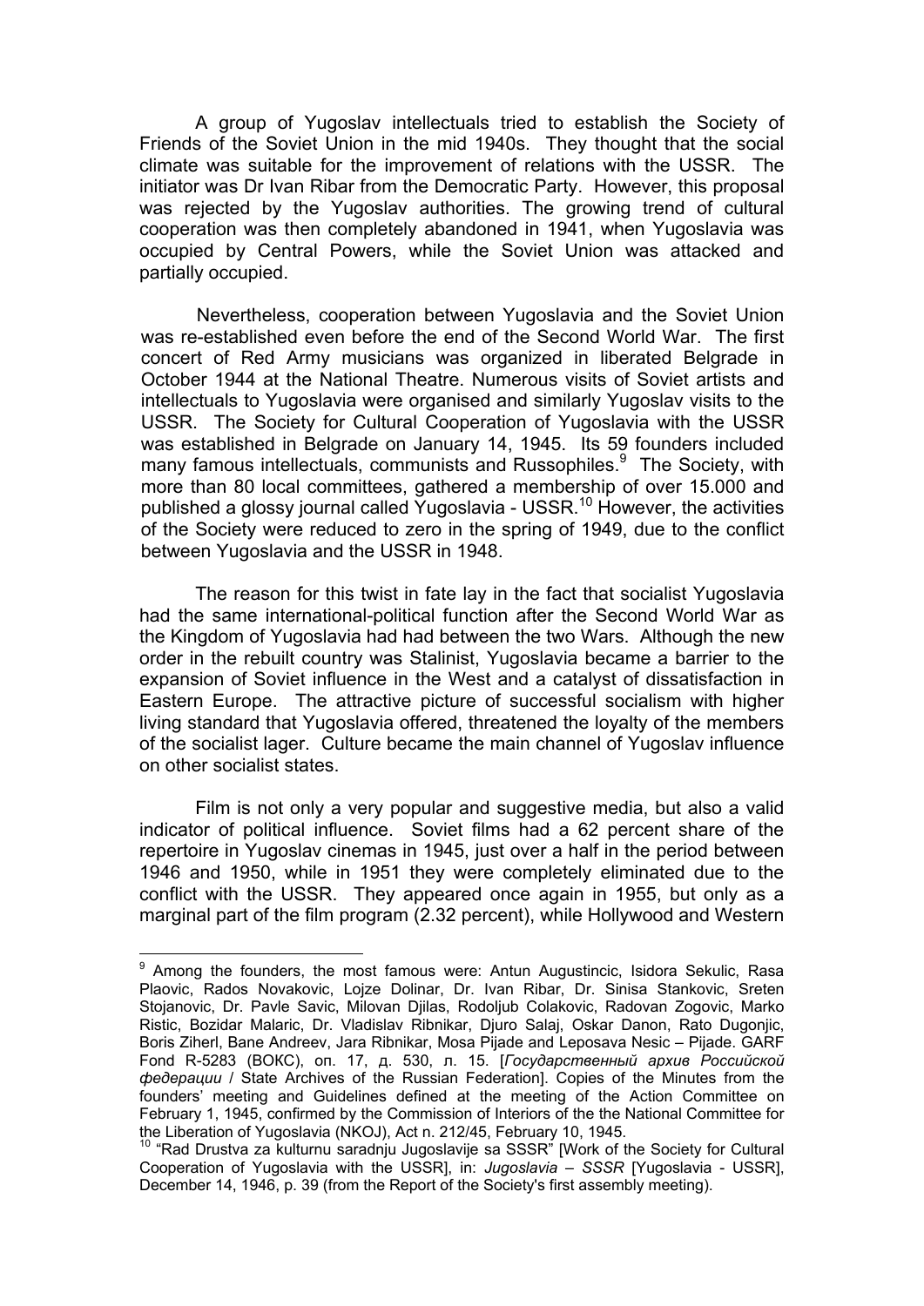A group of Yugoslav intellectuals tried to establish the Society of Friends of the Soviet Union in the mid 1940s. They thought that the social climate was suitable for the improvement of relations with the USSR. The initiator was Dr Ivan Ribar from the Democratic Party. However, this proposal was rejected by the Yugoslav authorities. The growing trend of cultural cooperation was then completely abandoned in 1941, when Yugoslavia was occupied by Central Powers, while the Soviet Union was attacked and partially occupied.

Nevertheless, cooperation between Yugoslavia and the Soviet Union was re-established even before the end of the Second World War. The first concert of Red Army musicians was organized in liberated Belgrade in October 1944 at the National Theatre. Numerous visits of Soviet artists and intellectuals to Yugoslavia were organised and similarly Yugoslav visits to the USSR. The Society for Cultural Cooperation of Yugoslavia with the USSR was established in Belgrade on January 14, 1945. Its 59 founders included many famous intellectuals, communists and Russophiles.[9] The Society, with more than 80 local committees, gathered a membership of over 15.000 and published a glossy journal called Yugoslavia - USSR.[10] However, the activities of the Society were reduced to zero in the spring of 1949, due to the conflict between Yugoslavia and the USSR in 1948.

The reason for this twist in fate lay in the fact that socialist Yugoslavia had the same international-political function after the Second World War as the Kingdom of Yugoslavia had had between the two Wars. Although the new order in the rebuilt country was Stalinist, Yugoslavia became a barrier to the expansion of Soviet influence in the West and a catalyst of dissatisfaction in Eastern Europe. The attractive picture of successful socialism with higher living standard that Yugoslavia offered, threatened the loyalty of the members of the socialist lager. Culture became the main channel of Yugoslav influence on other socialist states.

Film is not only a very popular and suggestive media, but also a valid indicator of political influence. Soviet films had a 62 percent share of the repertoire in Yugoslav cinemas in 1945, just over a half in the period between 1946 and 1950, while in 1951 they were completely eliminated due to the conflict with the USSR. They appeared once again in 1955, but only as a marginal part of the film program (2.32 percent), while Hollywood and Western

---

[9] Among the founders, the most famous were: Antun Augustincic, Isidora Sekulic, Rasa Plaovic, Rados Novakovic, Lojze Dolinar, Dr. Ivan Ribar, Dr. Sinisa Stankovic, Sreten Stojanovic, Dr. Pavle Savic, Milovan Djilas, Rodoljub Colakovic, Radovan Zogovic, Marko Ristic, Bozidar Malaric, Dr. Vladislav Ribnikar, Djuro Salaj, Oskar Danon, Rato Dugonjic, Boris Ziherl, Bane Andreev, Jara Ribnikar, Mosa Pijade and Leposava Nesic – Pijade. GARF Fond R-5283 (ВОКС), оп. 17, д. 530, л. 15. [*Государственный архив Российской федерации* / State Archives of the Russian Federation]. Copies of the Minutes from the founders' meeting and Guidelines defined at the meeting of the Action Committee on February 1, 1945, confirmed by the Commission of Interiors of the the National Committee for the Liberation of Yugoslavia (NKOJ), Act n. 212/45, February 10, 1945.

[10] "Rad Drustva za kulturnu saradnju Jugoslavije sa SSSR" [Work of the Society for Cultural Cooperation of Yugoslavia with the USSR], in: *Jugoslavia – SSSR* [Yugoslavia - USSR], December 14, 1946, p. 39 (from the Report of the Society's first assembly meeting).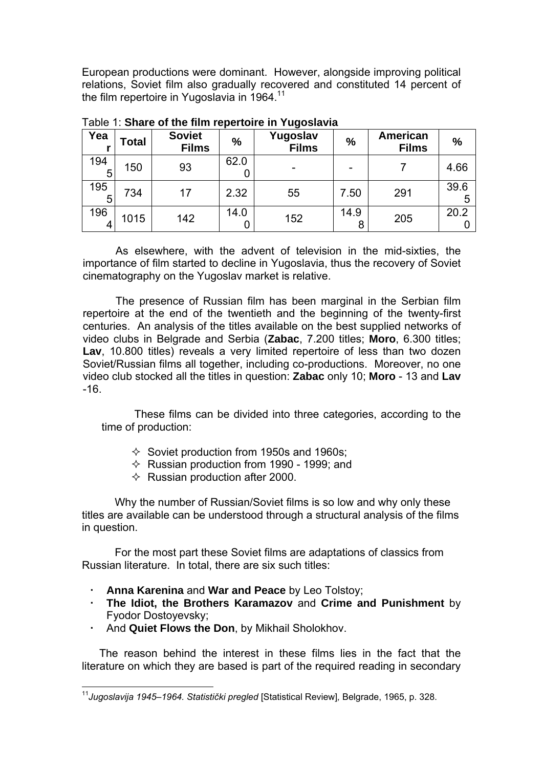European productions were dominant. However, alongside improving political relations, Soviet film also gradually recovered and constituted 14 percent of the film repertoire in Yugoslavia in 1964.[11]

Table 1: **Share of the film repertoire in Yugoslavia**

| Year | Total | Soviet Films | % | Yugoslav Films | % | American Films | % |
|---|---|---|---|---|---|---|---|
| 1945 | 150 | 93 | 62.00 | - | - | 7 | 4.66 |
| 1955 | 734 | 17 | 2.32 | 55 | 7.50 | 291 | 39.65 |
| 1964 | 1015 | 142 | 14.00 | 152 | 14.98 | 205 | 20.20 |

As elsewhere, with the advent of television in the mid-sixties, the importance of film started to decline in Yugoslavia, thus the recovery of Soviet cinematography on the Yugoslav market is relative.

The presence of Russian film has been marginal in the Serbian film repertoire at the end of the twentieth and the beginning of the twenty-first centuries. An analysis of the titles available on the best supplied networks of video clubs in Belgrade and Serbia (**Zabac**, 7.200 titles; **Moro**, 6.300 titles; **Lav**, 10.800 titles) reveals a very limited repertoire of less than two dozen Soviet/Russian films all together, including co-productions. Moreover, no one video club stocked all the titles in question: **Zabac** only 10; **Moro** - 13 and **Lav** -16.

These films can be divided into three categories, according to the time of production:

- Soviet production from 1950s and 1960s;
- Russian production from 1990 - 1999; and
- Russian production after 2000.

Why the number of Russian/Soviet films is so low and why only these titles are available can be understood through a structural analysis of the films in question.

For the most part these Soviet films are adaptations of classics from Russian literature. In total, there are six such titles:

- **Anna Karenina** and **War and Peace** by Leo Tolstoy;
- **The Idiot, the Brothers Karamazov** and **Crime and Punishment** by Fyodor Dostoyevsky;
- And **Quiet Flows the Don**, by Mikhail Sholokhov.

The reason behind the interest in these films lies in the fact that the literature on which they are based is part of the required reading in secondary

[11] *Jugoslavija 1945–1964. Statistički pregled* [Statistical Review], Belgrade, 1965, p. 328.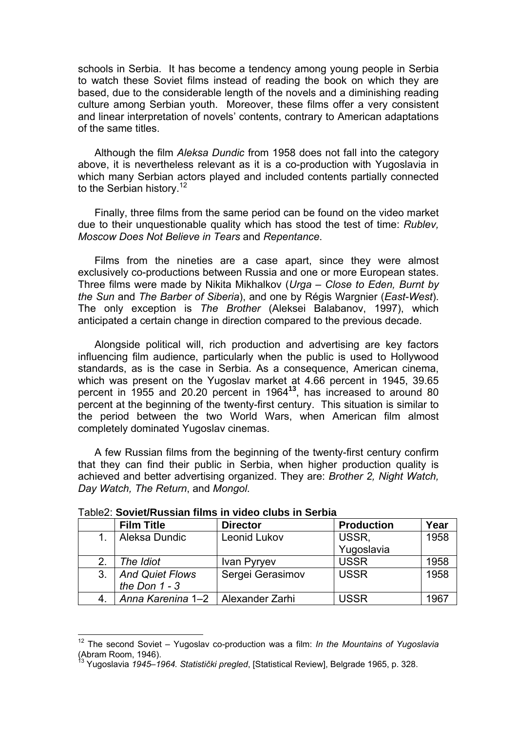schools in Serbia. It has become a tendency among young people in Serbia to watch these Soviet films instead of reading the book on which they are based, due to the considerable length of the novels and a diminishing reading culture among Serbian youth. Moreover, these films offer a very consistent and linear interpretation of novels' contents, contrary to American adaptations of the same titles.

Although the film *Aleksa Dundic* from 1958 does not fall into the category above, it is nevertheless relevant as it is a co-production with Yugoslavia in which many Serbian actors played and included contents partially connected to the Serbian history.[12]

Finally, three films from the same period can be found on the video market due to their unquestionable quality which has stood the test of time: *Rublev, Moscow Does Not Believe in Tears* and *Repentance*.

Films from the nineties are a case apart, since they were almost exclusively co-productions between Russia and one or more European states. Three films were made by Nikita Mikhalkov (*Urga – Close to Eden, Burnt by the Sun* and *The Barber of Siberia*), and one by Régis Wargnier (*East-West*). The only exception is *The Brother* (Aleksei Balabanov, 1997), which anticipated a certain change in direction compared to the previous decade.

Alongside political will, rich production and advertising are key factors influencing film audience, particularly when the public is used to Hollywood standards, as is the case in Serbia. As a consequence, American cinema, which was present on the Yugoslav market at 4.66 percent in 1945, 39.65 percent in 1955 and 20.20 percent in 1964[13], has increased to around 80 percent at the beginning of the twenty-first century. This situation is similar to the period between the two World Wars, when American film almost completely dominated Yugoslav cinemas.

A few Russian films from the beginning of the twenty-first century confirm that they can find their public in Serbia, when higher production quality is achieved and better advertising organized. They are: *Brother 2, Night Watch, Day Watch, The Return*, and *Mongol*.

Table2: **Soviet/Russian films in video clubs in Serbia**

| | **Film Title** | **Director** | **Production** | **Year** |
|---|---|---|---|---|
| 1. | Aleksa Dundic | Leonid Lukov | USSR, Yugoslavia | 1958 |
| 2. | *The Idiot* | Ivan Pyryev | USSR | 1958 |
| 3. | *And Quiet Flows the Don 1 - 3* | Sergei Gerasimov | USSR | 1958 |
| 4. | *Anna Karenina* 1–2 | Alexander Zarhi | USSR | 1967 |

[12] The second Soviet – Yugoslav co-production was a film: *In the Mountains of Yugoslavia* (Abram Room, 1946).

[13] Yugoslavia *1945–1964. Statistički pregled*, [Statistical Review], Belgrade 1965, p. 328.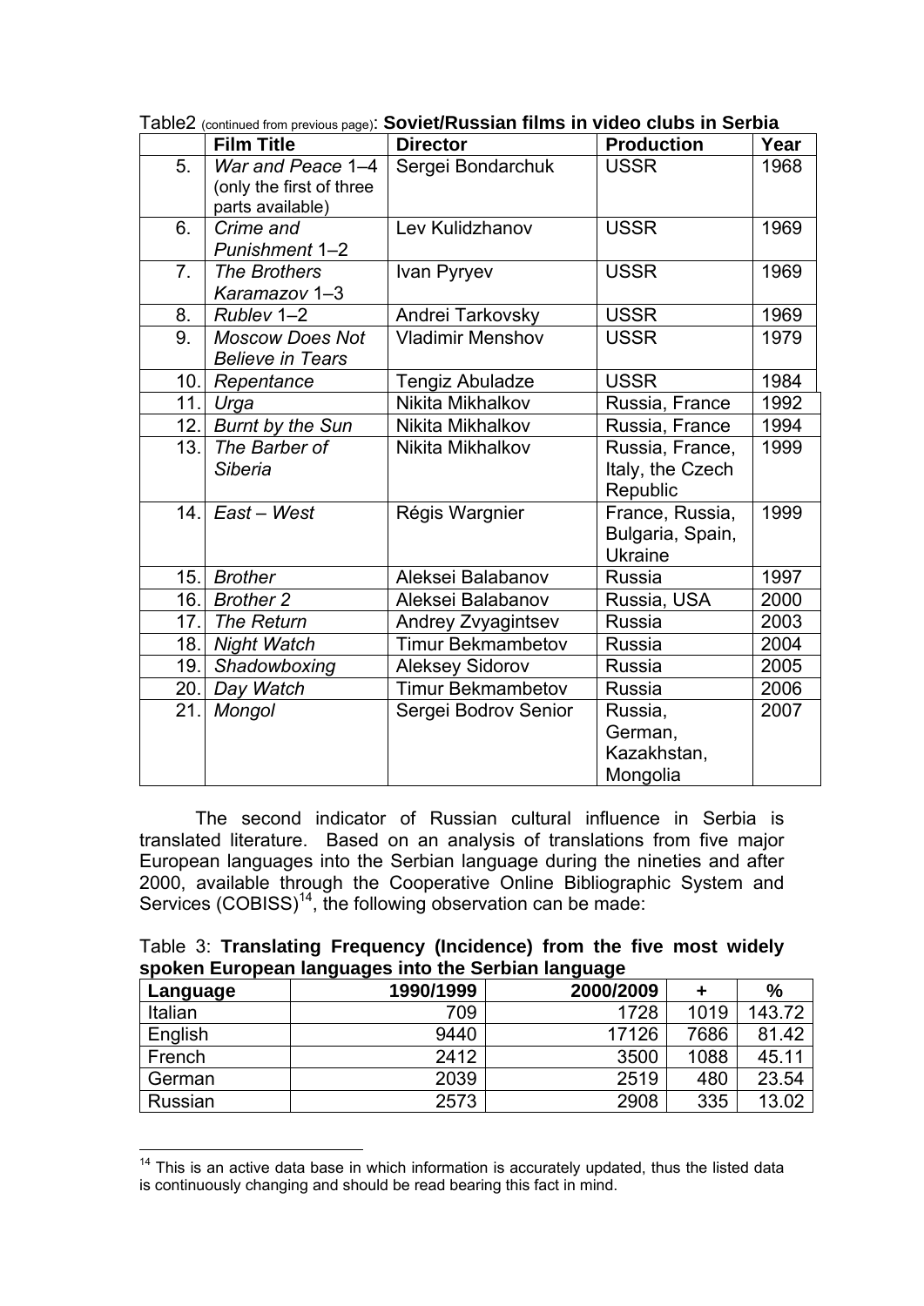Table2 (continued from previous page): **Soviet/Russian films in video clubs in Serbia**

| | Film Title | Director | Production | Year |
|---|---|---|---|---|
| 5. | *War and Peace* 1–4 (only the first of three parts available) | Sergei Bondarchuk | USSR | 1968 |
| 6. | *Crime and Punishment* 1–2 | Lev Kulidzhanov | USSR | 1969 |
| 7. | *The Brothers Karamazov* 1–3 | Ivan Pyryev | USSR | 1969 |
| 8. | *Rublev* 1–2 | Andrei Tarkovsky | USSR | 1969 |
| 9. | *Moscow Does Not Believe in Tears* | Vladimir Menshov | USSR | 1979 |
| 10. | *Repentance* | Tengiz Abuladze | USSR | 1984 |
| 11. | *Urga* | Nikita Mikhalkov | Russia, France | 1992 |
| 12. | *Burnt by the Sun* | Nikita Mikhalkov | Russia, France | 1994 |
| 13. | *The Barber of Siberia* | Nikita Mikhalkov | Russia, France, Italy, the Czech Republic | 1999 |
| 14. | *East – West* | Régis Wargnier | France, Russia, Bulgaria, Spain, Ukraine | 1999 |
| 15. | *Brother* | Aleksei Balabanov | Russia | 1997 |
| 16. | *Brother 2* | Aleksei Balabanov | Russia, USA | 2000 |
| 17. | *The Return* | Andrey Zvyagintsev | Russia | 2003 |
| 18. | *Night Watch* | Timur Bekmambetov | Russia | 2004 |
| 19. | *Shadowboxing* | Aleksey Sidorov | Russia | 2005 |
| 20. | *Day Watch* | Timur Bekmambetov | Russia | 2006 |
| 21. | *Mongol* | Sergei Bodrov Senior | Russia, German, Kazakhstan, Mongolia | 2007 |

The second indicator of Russian cultural influence in Serbia is translated literature. Based on an analysis of translations from five major European languages into the Serbian language during the nineties and after 2000, available through the Cooperative Online Bibliographic System and Services (COBISS)[14], the following observation can be made:

Table 3: **Translating Frequency (Incidence) from the five most widely spoken European languages into the Serbian language**

| Language | 1990/1999 | 2000/2009 | + | % |
|---|---|---|---|---|
| Italian | 709 | 1728 | 1019 | 143.72 |
| English | 9440 | 17126 | 7686 | 81.42 |
| French | 2412 | 3500 | 1088 | 45.11 |
| German | 2039 | 2519 | 480 | 23.54 |
| Russian | 2573 | 2908 | 335 | 13.02 |

[14] This is an active data base in which information is accurately updated, thus the listed data is continuously changing and should be read bearing this fact in mind.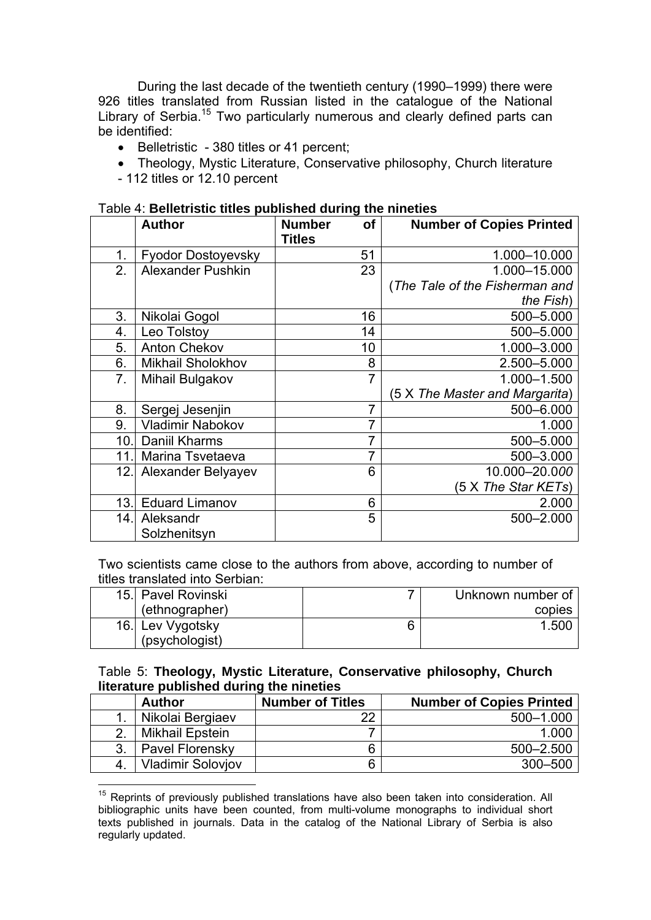During the last decade of the twentieth century (1990–1999) there were 926 titles translated from Russian listed in the catalogue of the National Library of Serbia.[15] Two particularly numerous and clearly defined parts can be identified:

- Belletristic - 380 titles or 41 percent;
- Theology, Mystic Literature, Conservative philosophy, Church literature - 112 titles or 12.10 percent

Table 4: **Belletristic titles published during the nineties**

| | Author | Number of Titles | Number of Copies Printed |
|---|---|---|---|
| 1. | Fyodor Dostoyevsky | 51 | 1.000–10.000 |
| 2. | Alexander Pushkin | 23 | 1.000–15.000 (*The Tale of the Fisherman and the Fish*) |
| 3. | Nikolai Gogol | 16 | 500–5.000 |
| 4. | Leo Tolstoy | 14 | 500–5.000 |
| 5. | Anton Chekov | 10 | 1.000–3.000 |
| 6. | Mikhail Sholokhov | 8 | 2.500–5.000 |
| 7. | Mihail Bulgakov | 7 | 1.000–1.500 (5 X *The Master and Margarita*) |
| 8. | Sergej Jesenjin | 7 | 500–6.000 |
| 9. | Vladimir Nabokov | 7 | 1.000 |
| 10. | Daniil Kharms | 7 | 500–5.000 |
| 11. | Marina Tsvetaeva | 7 | 500–3.000 |
| 12. | Alexander Belyayev | 6 | 10.000–20.000 (5 X *The Star KETs*) |
| 13. | Eduard Limanov | 6 | 2.000 |
| 14. | Aleksandr Solzhenitsyn | 5 | 500–2.000 |

Two scientists came close to the authors from above, according to number of titles translated into Serbian:

| | | | |
|---|---|---|---|
| 15. | Pavel Rovinski (ethnographer) | 7 | Unknown number of copies |
| 16. | Lev Vygotsky (psychologist) | 6 | 1.500 |

Table 5: **Theology, Mystic Literature, Conservative philosophy, Church literature published during the nineties**

| | Author | Number of Titles | Number of Copies Printed |
|---|---|---|---|
| 1. | Nikolai Bergiaev | 22 | 500–1.000 |
| 2. | Mikhail Epstein | 7 | 1.000 |
| 3. | Pavel Florensky | 6 | 500–2.500 |
| 4. | Vladimir Solovjov | 6 | 300–500 |

[15] Reprints of previously published translations have also been taken into consideration. All bibliographic units have been counted, from multi-volume monographs to individual short texts published in journals. Data in the catalog of the National Library of Serbia is also regularly updated.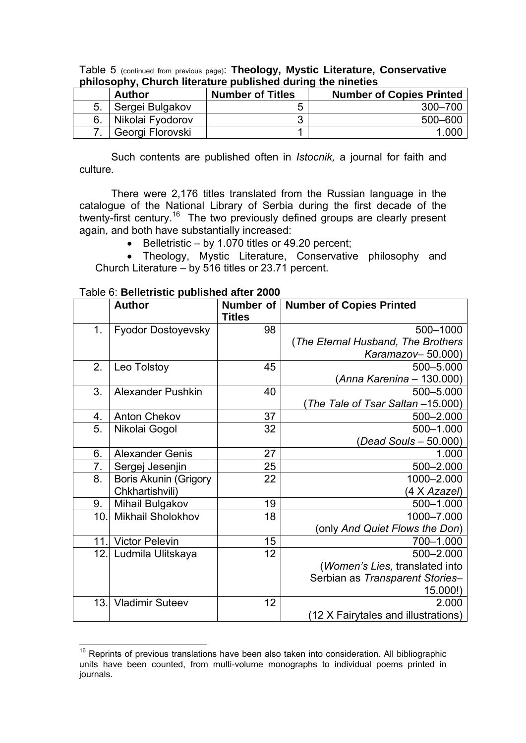Table 5 (continued from previous page): **Theology, Mystic Literature, Conservative philosophy, Church literature published during the nineties**

| | Author | Number of Titles | Number of Copies Printed |
|---|---|---|---|
| 5. | Sergei Bulgakov | 5 | 300–700 |
| 6. | Nikolai Fyodorov | 3 | 500–600 |
| 7. | Georgi Florovski | 1 | 1.000 |

Such contents are published often in *Istocnik,* a journal for faith and culture.

There were 2,176 titles translated from the Russian language in the catalogue of the National Library of Serbia during the first decade of the twenty-first century.[16] The two previously defined groups are clearly present again, and both have substantially increased:

- Belletristic – by 1.070 titles or 49.20 percent;
- Theology, Mystic Literature, Conservative philosophy and Church Literature – by 516 titles or 23.71 percent.

Table 6: **Belletristic published after 2000**

| | Author | Number of Titles | Number of Copies Printed |
|---|---|---|---|
| 1. | Fyodor Dostoyevsky | 98 | 500–1000 (*The Eternal Husband, The Brothers Karamazov*– 50.000) |
| 2. | Leo Tolstoy | 45 | 500–5.000 (*Anna Karenina* – 130.000) |
| 3. | Alexander Pushkin | 40 | 500–5.000 (*The Tale of Tsar Saltan* –15.000) |
| 4. | Anton Chekov | 37 | 500–2.000 |
| 5. | Nikolai Gogol | 32 | 500–1.000 (*Dead Souls* – 50.000) |
| 6. | Alexander Genis | 27 | 1.000 |
| 7. | Sergej Jesenjin | 25 | 500–2.000 |
| 8. | Boris Akunin (Grigory Chkhartishvili) | 22 | 1000–2.000 (4 X *Azazel*) |
| 9. | Mihail Bulgakov | 19 | 500–1.000 |
| 10. | Mikhail Sholokhov | 18 | 1000–7.000 (only *And Quiet Flows the Don*) |
| 11. | Victor Pelevin | 15 | 700–1.000 |
| 12. | Ludmila Ulitskaya | 12 | 500–2.000 (*Women's Lies,* translated into Serbian as *Transparent Stories*– 15.000!) |
| 13. | Vladimir Suteev | 12 | 2.000 (12 X Fairytales and illustrations) |

[16] Reprints of previous translations have been also taken into consideration. All bibliographic units have been counted, from multi-volume monographs to individual poems printed in journals.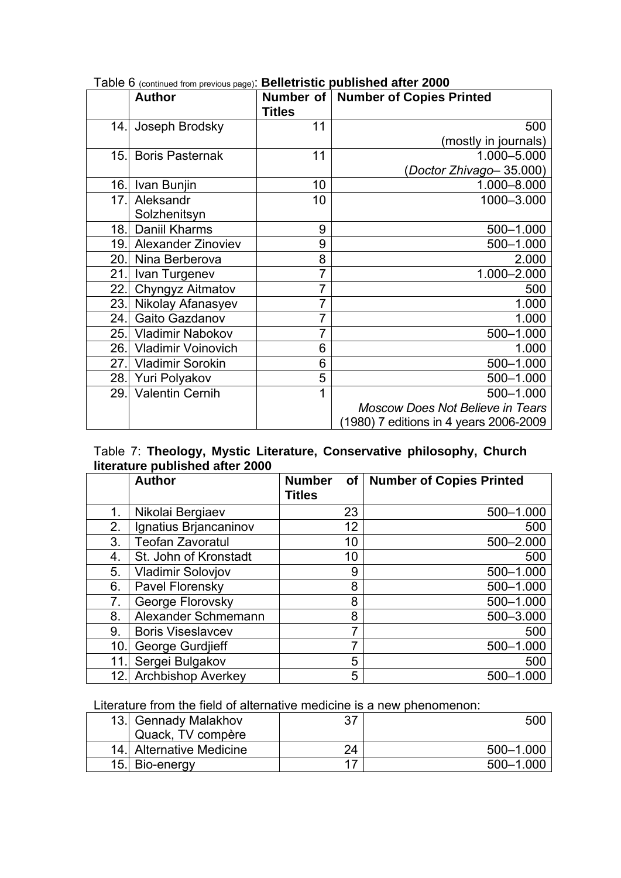Table 6 (continued from previous page): **Belletristic published after 2000**

| | **Author** | **Number of Titles** | **Number of Copies Printed** |
|---|---|---|---|
| 14. | Joseph Brodsky | 11 | 500 (mostly in journals) |
| 15. | Boris Pasternak | 11 | 1.000–5.000 (*Doctor Zhivago*– 35.000) |
| 16. | Ivan Bunjin | 10 | 1.000–8.000 |
| 17. | Aleksandr Solzhenitsyn | 10 | 1000–3.000 |
| 18. | Daniil Kharms | 9 | 500–1.000 |
| 19. | Alexander Zinoviev | 9 | 500–1.000 |
| 20. | Nina Berberova | 8 | 2.000 |
| 21. | Ivan Turgenev | 7 | 1.000–2.000 |
| 22. | Chyngyz Aitmatov | 7 | 500 |
| 23. | Nikolay Afanasyev | 7 | 1.000 |
| 24. | Gaito Gazdanov | 7 | 1.000 |
| 25. | Vladimir Nabokov | 7 | 500–1.000 |
| 26. | Vladimir Voinovich | 6 | 1.000 |
| 27. | Vladimir Sorokin | 6 | 500–1.000 |
| 28. | Yuri Polyakov | 5 | 500–1.000 |
| 29. | Valentin Cernih | 1 | 500–1.000 *Moscow Does Not Believe in Tears* (1980) 7 editions in 4 years 2006-2009 |

Table 7: **Theology, Mystic Literature, Conservative philosophy, Church literature published after 2000**

| | **Author** | **Number of Titles** | **Number of Copies Printed** |
|---|---|---|---|
| 1. | Nikolai Bergiaev | 23 | 500–1.000 |
| 2. | Ignatius Brjancaninov | 12 | 500 |
| 3. | Teofan Zavoratul | 10 | 500–2.000 |
| 4. | St. John of Kronstadt | 10 | 500 |
| 5. | Vladimir Solovjov | 9 | 500–1.000 |
| 6. | Pavel Florensky | 8 | 500–1.000 |
| 7. | George Florovsky | 8 | 500–1.000 |
| 8. | Alexander Schmemann | 8 | 500–3.000 |
| 9. | Boris Viseslavcev | 7 | 500 |
| 10. | George Gurdjieff | 7 | 500–1.000 |
| 11. | Sergei Bulgakov | 5 | 500 |
| 12. | Archbishop Averkey | 5 | 500–1.000 |

Literature from the field of alternative medicine is a new phenomenon:

| | | | |
|---|---|---|---|
| 13. | Gennady Malakhov Quack, TV compère | 37 | 500 |
| 14. | Alternative Medicine | 24 | 500–1.000 |
| 15. | Bio-energy | 17 | 500–1.000 |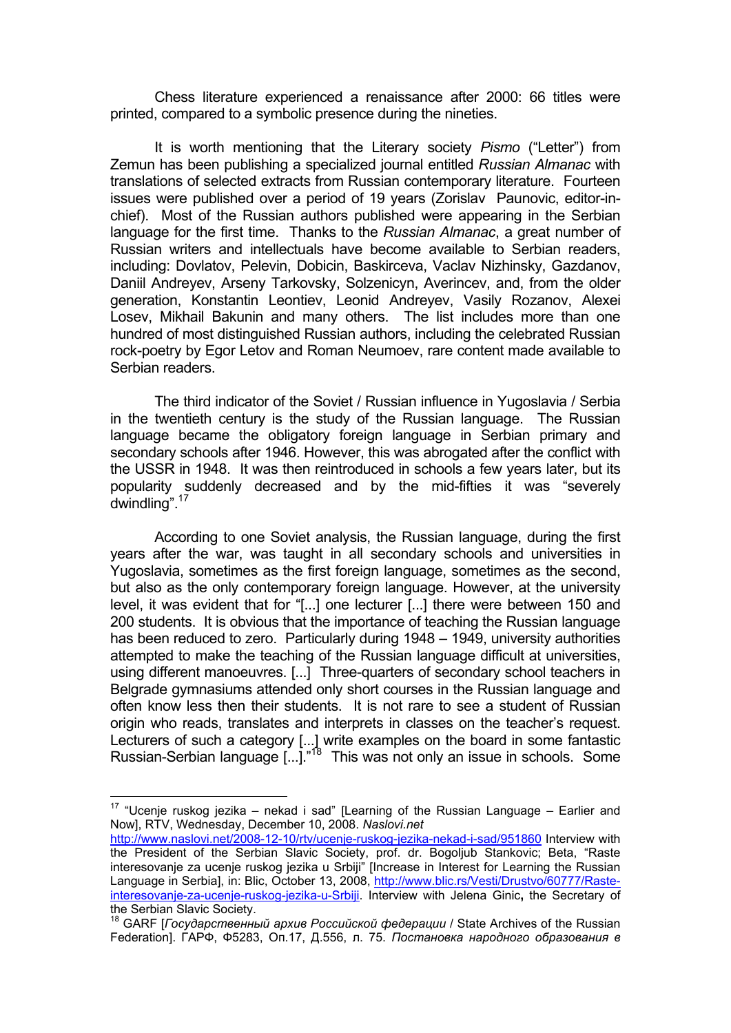Chess literature experienced a renaissance after 2000: 66 titles were printed, compared to a symbolic presence during the nineties.

It is worth mentioning that the Literary society *Pismo* ("Letter") from Zemun has been publishing a specialized journal entitled *Russian Almanac* with translations of selected extracts from Russian contemporary literature. Fourteen issues were published over a period of 19 years (Zorislav Paunovic, editor-in-chief). Most of the Russian authors published were appearing in the Serbian language for the first time. Thanks to the *Russian Almanac*, a great number of Russian writers and intellectuals have become available to Serbian readers, including: Dovlatov, Pelevin, Dobicin, Baskirceva, Vaclav Nizhinsky, Gazdanov, Daniil Andreyev, Arseny Tarkovsky, Solzenicyn, Averincev, and, from the older generation, Konstantin Leontiev, Leonid Andreyev, Vasily Rozanov, Alexei Losev, Mikhail Bakunin and many others. The list includes more than one hundred of most distinguished Russian authors, including the celebrated Russian rock-poetry by Egor Letov and Roman Neumoev, rare content made available to Serbian readers.

The third indicator of the Soviet / Russian influence in Yugoslavia / Serbia in the twentieth century is the study of the Russian language. The Russian language became the obligatory foreign language in Serbian primary and secondary schools after 1946. However, this was abrogated after the conflict with the USSR in 1948. It was then reintroduced in schools a few years later, but its popularity suddenly decreased and by the mid-fifties it was "severely dwindling".[17]

According to one Soviet analysis, the Russian language, during the first years after the war, was taught in all secondary schools and universities in Yugoslavia, sometimes as the first foreign language, sometimes as the second, but also as the only contemporary foreign language. However, at the university level, it was evident that for "[...] one lecturer [...] there were between 150 and 200 students. It is obvious that the importance of teaching the Russian language has been reduced to zero. Particularly during 1948 – 1949, university authorities attempted to make the teaching of the Russian language difficult at universities, using different manoeuvres. [...] Three-quarters of secondary school teachers in Belgrade gymnasiums attended only short courses in the Russian language and often know less then their students. It is not rare to see a student of Russian origin who reads, translates and interprets in classes on the teacher's request. Lecturers of such a category [...] write examples on the board in some fantastic Russian-Serbian language [...]."[18] This was not only an issue in schools. Some

---

[17] "Ucenje ruskog jezika – nekad i sad" [Learning of the Russian Language – Earlier and Now], RTV, Wednesday, December 10, 2008. *Naslovi.net* http://www.naslovi.net/2008-12-10/rtv/ucenje-ruskog-jezika-nekad-i-sad/951860 Interview with the President of the Serbian Slavic Society, prof. dr. Bogoljub Stankovic; Beta, "Raste interesovanje za ucenje ruskog jezika u Srbiji" [Increase in Interest for Learning the Russian Language in Serbia], in: Blic, October 13, 2008, http://www.blic.rs/Vesti/Drustvo/60777/Raste-interesovanje-za-ucenje-ruskog-jezika-u-Srbiji. Interview with Jelena Ginic**,** the Secretary of the Serbian Slavic Society.

[18] GARF [*Государственный архив Российской федерации* / State Archives of the Russian Federation]. ГАРФ, Ф5283, Оп.17, Д.556, л. 75. *Постановка народного образования в*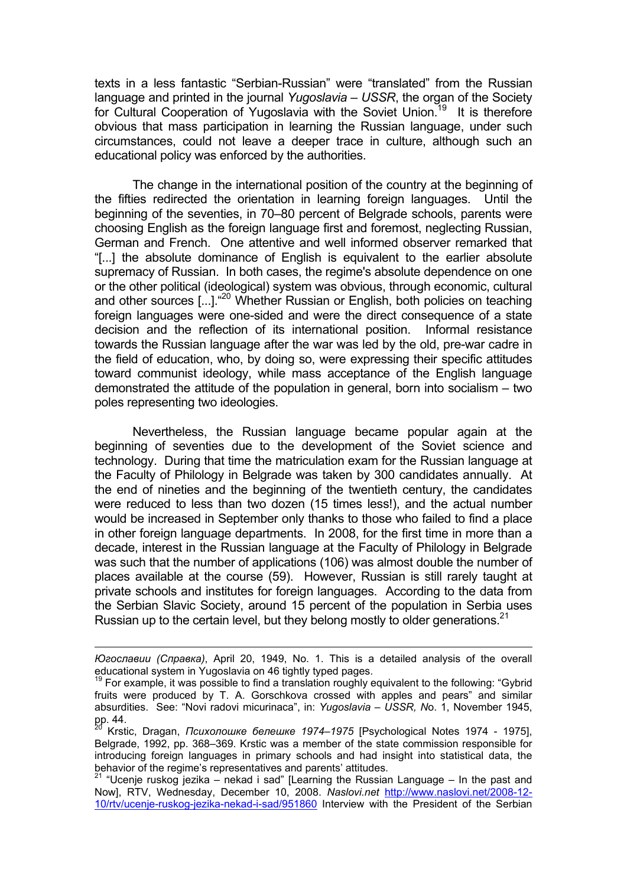texts in a less fantastic "Serbian-Russian" were "translated" from the Russian language and printed in the journal *Yugoslavia – USSR*, the organ of the Society for Cultural Cooperation of Yugoslavia with the Soviet Union.[19] It is therefore obvious that mass participation in learning the Russian language, under such circumstances, could not leave a deeper trace in culture, although such an educational policy was enforced by the authorities.

The change in the international position of the country at the beginning of the fifties redirected the orientation in learning foreign languages. Until the beginning of the seventies, in 70–80 percent of Belgrade schools, parents were choosing English as the foreign language first and foremost, neglecting Russian, German and French. One attentive and well informed observer remarked that "[...] the absolute dominance of English is equivalent to the earlier absolute supremacy of Russian. In both cases, the regime's absolute dependence on one or the other political (ideological) system was obvious, through economic, cultural and other sources [...]."[20] Whether Russian or English, both policies on teaching foreign languages were one-sided and were the direct consequence of a state decision and the reflection of its international position. Informal resistance towards the Russian language after the war was led by the old, pre-war cadre in the field of education, who, by doing so, were expressing their specific attitudes toward communist ideology, while mass acceptance of the English language demonstrated the attitude of the population in general, born into socialism – two poles representing two ideologies.

Nevertheless, the Russian language became popular again at the beginning of seventies due to the development of the Soviet science and technology. During that time the matriculation exam for the Russian language at the Faculty of Philology in Belgrade was taken by 300 candidates annually. At the end of nineties and the beginning of the twentieth century, the candidates were reduced to less than two dozen (15 times less!), and the actual number would be increased in September only thanks to those who failed to find a place in other foreign language departments. In 2008, for the first time in more than a decade, interest in the Russian language at the Faculty of Philology in Belgrade was such that the number of applications (106) was almost double the number of places available at the course (59). However, Russian is still rarely taught at private schools and institutes for foreign languages. According to the data from the Serbian Slavic Society, around 15 percent of the population in Serbia uses Russian up to the certain level, but they belong mostly to older generations.[21]

---

*Югославии (Справка)*, April 20, 1949, No. 1. This is a detailed analysis of the overall educational system in Yugoslavia on 46 tightly typed pages.

[19] For example, it was possible to find a translation roughly equivalent to the following: "Gybrid fruits were produced by T. A. Gorschkova crossed with apples and pears" and similar absurdities. See: "Novi radovi micurinaca", in: *Yugoslavia – USSR, No*. 1, November 1945, pp. 44.

[20] Krstic, Dragan, *Психолошке белешке 1974–1975* [Psychological Notes 1974 - 1975], Belgrade, 1992, pp. 368–369. Krstic was a member of the state commission responsible for introducing foreign languages in primary schools and had insight into statistical data, the behavior of the regime's representatives and parents' attitudes.

[21] "Ucenje ruskog jezika – nekad i sad" [Learning the Russian Language – In the past and Now], RTV, Wednesday, December 10, 2008. *Naslovi.net* http://www.naslovi.net/2008-12-10/rtv/ucenje-ruskog-jezika-nekad-i-sad/951860 Interview with the President of the Serbian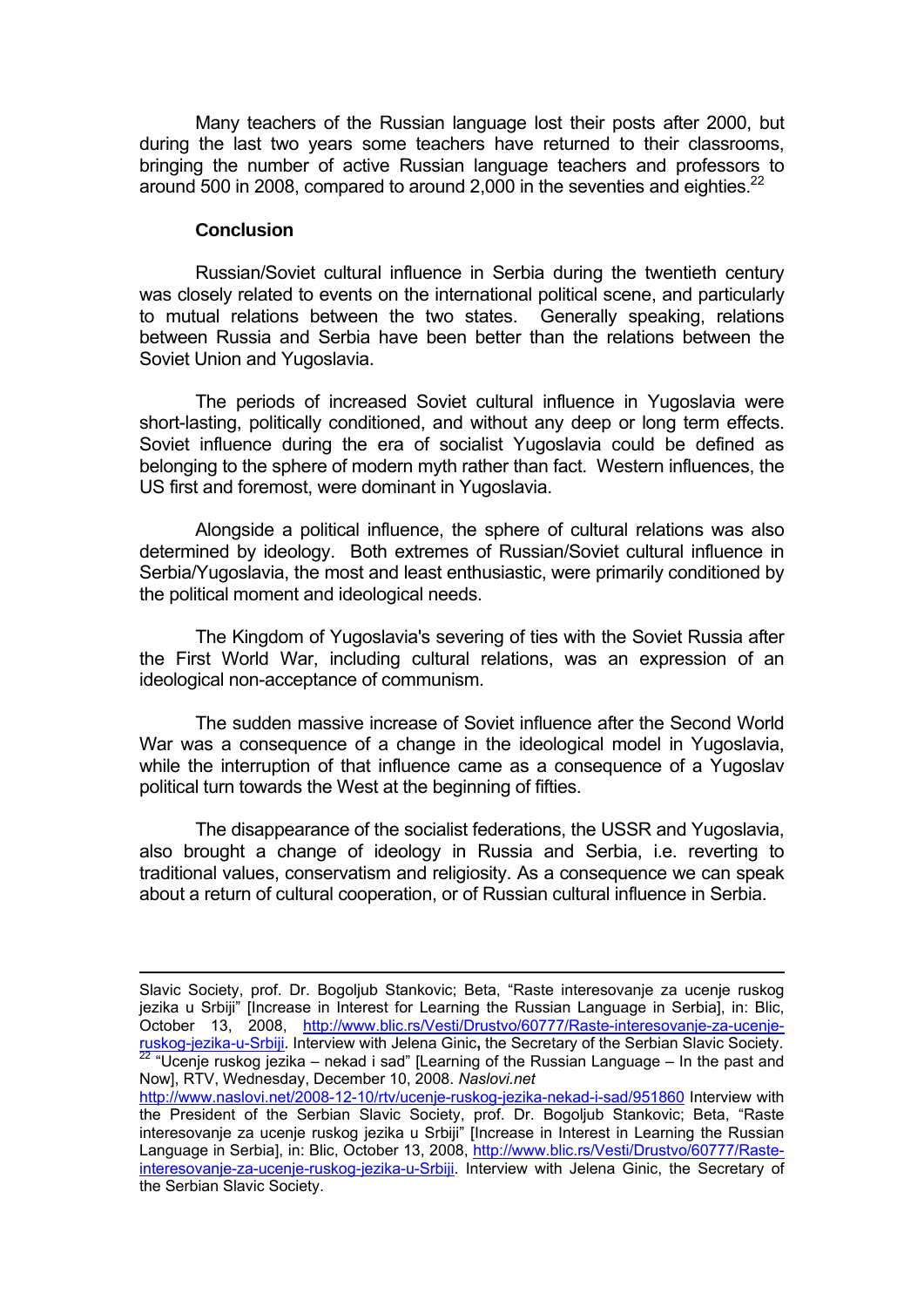Many teachers of the Russian language lost their posts after 2000, but during the last two years some teachers have returned to their classrooms, bringing the number of active Russian language teachers and professors to around 500 in 2008, compared to around 2,000 in the seventies and eighties.[22]

**Conclusion**

Russian/Soviet cultural influence in Serbia during the twentieth century was closely related to events on the international political scene, and particularly to mutual relations between the two states. Generally speaking, relations between Russia and Serbia have been better than the relations between the Soviet Union and Yugoslavia.

The periods of increased Soviet cultural influence in Yugoslavia were short-lasting, politically conditioned, and without any deep or long term effects. Soviet influence during the era of socialist Yugoslavia could be defined as belonging to the sphere of modern myth rather than fact. Western influences, the US first and foremost, were dominant in Yugoslavia.

Alongside a political influence, the sphere of cultural relations was also determined by ideology. Both extremes of Russian/Soviet cultural influence in Serbia/Yugoslavia, the most and least enthusiastic, were primarily conditioned by the political moment and ideological needs.

The Kingdom of Yugoslavia's severing of ties with the Soviet Russia after the First World War, including cultural relations, was an expression of an ideological non-acceptance of communism.

The sudden massive increase of Soviet influence after the Second World War was a consequence of a change in the ideological model in Yugoslavia, while the interruption of that influence came as a consequence of a Yugoslav political turn towards the West at the beginning of fifties.

The disappearance of the socialist federations, the USSR and Yugoslavia, also brought a change of ideology in Russia and Serbia, i.e. reverting to traditional values, conservatism and religiosity. As a consequence we can speak about a return of cultural cooperation, or of Russian cultural influence in Serbia.

---

Slavic Society, prof. Dr. Bogoljub Stankovic; Beta, "Raste interesovanje za ucenje ruskog jezika u Srbiji" [Increase in Interest for Learning the Russian Language in Serbia], in: Blic, October 13, 2008, http://www.blic.rs/Vesti/Drustvo/60777/Raste-interesovanje-za-ucenje-ruskog-jezika-u-Srbiji. Interview with Jelena Ginic**,** the Secretary of the Serbian Slavic Society.

[22] "Ucenje ruskog jezika – nekad i sad" [Learning of the Russian Language – In the past and Now], RTV, Wednesday, December 10, 2008. *Naslovi.net* http://www.naslovi.net/2008-12-10/rtv/ucenje-ruskog-jezika-nekad-i-sad/951860 Interview with the President of the Serbian Slavic Society, prof. Dr. Bogoljub Stankovic; Beta, "Raste interesovanje za ucenje ruskog jezika u Srbiji" [Increase in Interest in Learning the Russian Language in Serbia], in: Blic, October 13, 2008, http://www.blic.rs/Vesti/Drustvo/60777/Raste-interesovanje-za-ucenje-ruskog-jezika-u-Srbiji. Interview with Jelena Ginic, the Secretary of the Serbian Slavic Society.